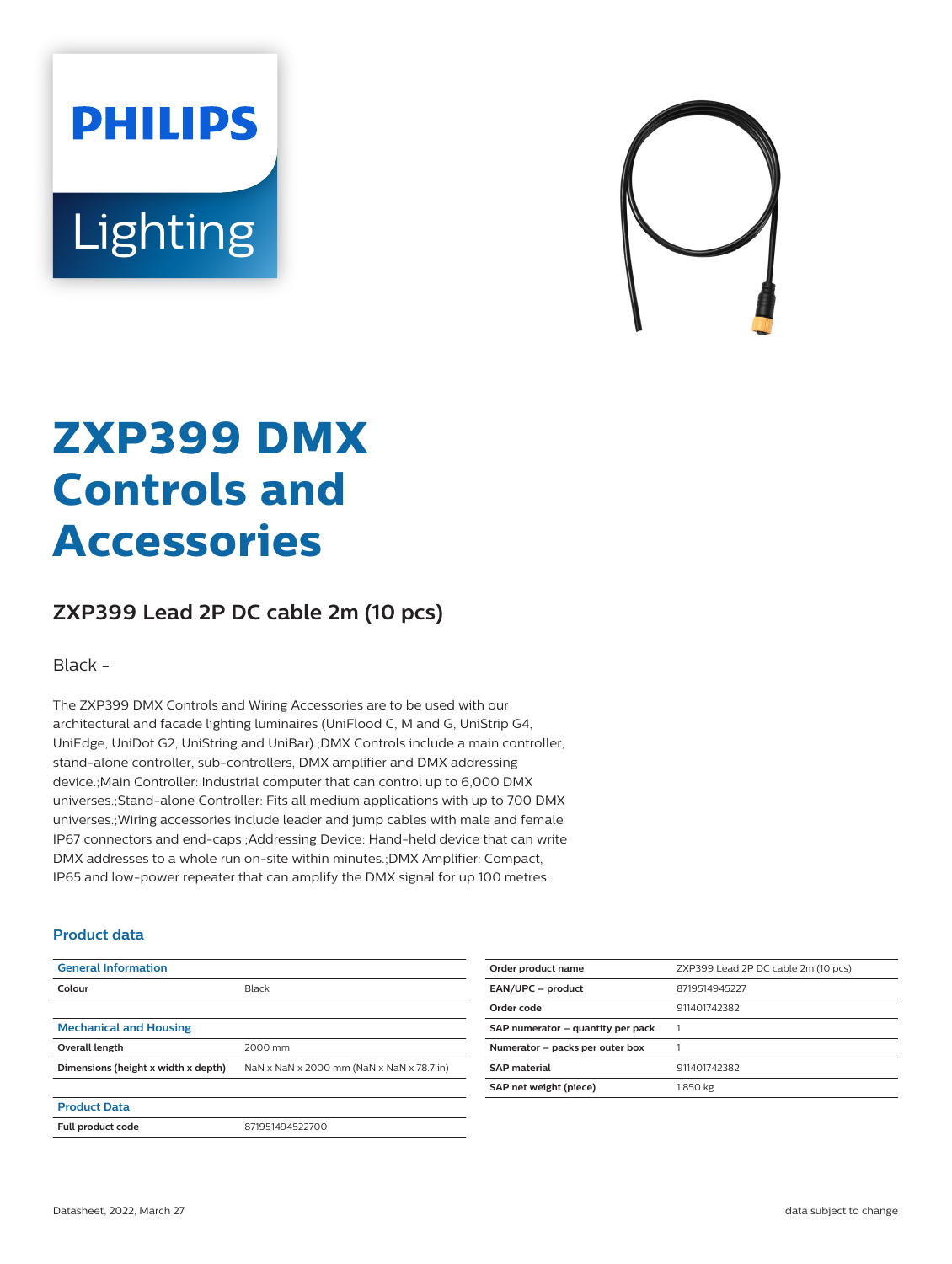# ZXP399 DMX Controls and Accessories

## ZXP399 Lead 2P DC cable 2m (10 pcs)

Black -

The ZXP399 DMX Controls and Wiring Accessories are to be used with our architectural and facade lighting luminaires (UniFlood C, M and G, UniStrip G4, UniEdge, UniDot G2, UniString and UniBar).;DMX Controls include a main controller, stand-alone controller, sub-controllers, DMX amplifier and DMX addressing device.;Main Controller: Industrial computer that can control up to 6,000 DMX universes.;Stand-alone Controller: Fits all medium applications with up to 700 DMX universes.;Wiring accessories include leader and jump cables with male and female IP67 connectors and end-caps.;Addressing Device: Hand-held device that can write DMX addresses to a whole run on-site within minutes.;DMX Amplifier: Compact, IP65 and low-power repeater that can amplify the DMX signal for up 100 metres.

### Product data

| General Information | |
|---|---|
| Colour | Black |
| **Mechanical and Housing** | |
| Overall length | 2000 mm |
| Dimensions (height x width x depth) | NaN x NaN x 2000 mm (NaN x NaN x 78.7 in) |
| **Product Data** | |
| Full product code | 871951494522700 |

| Order product name | ZXP399 Lead 2P DC cable 2m (10 pcs) |
|---|---|
| EAN/UPC – product | 8719514945227 |
| Order code | 911401742382 |
| SAP numerator – quantity per pack | 1 |
| Numerator – packs per outer box | 1 |
| SAP material | 911401742382 |
| SAP net weight (piece) | 1.850 kg |

Datasheet, 2022, March 27

data subject to change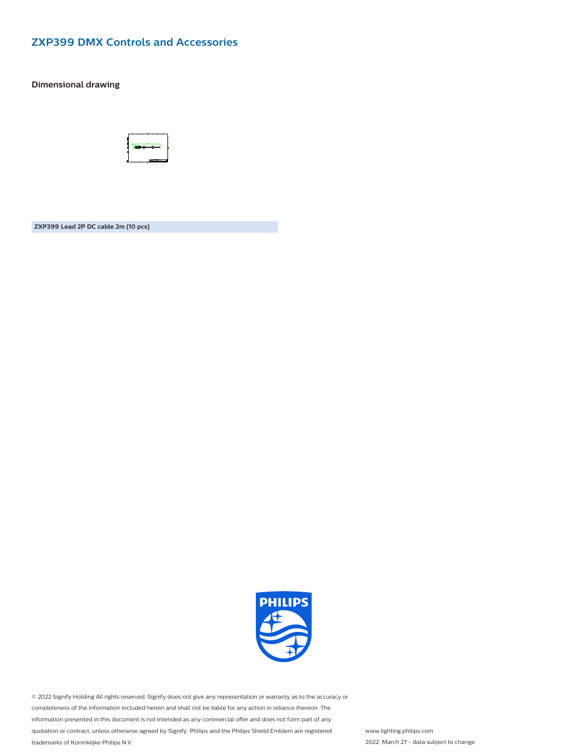## ZXP399 DMX Controls and Accessories

### Dimensional drawing

**ZXP399 Lead 2P DC cable 2m (10 pcs)**

© 2022 Signify Holding All rights reserved. Signify does not give any representation or warranty as to the accuracy or completeness of the information included herein and shall not be liable for any action in reliance thereon. The information presented in this document is not intended as any commercial offer and does not form part of any quotation or contract, unless otherwise agreed by Signify. Philips and the Philips Shield Emblem are registered trademarks of Koninklijke Philips N.V.

www.lighting.philips.com

2022, March 27 - data subject to change